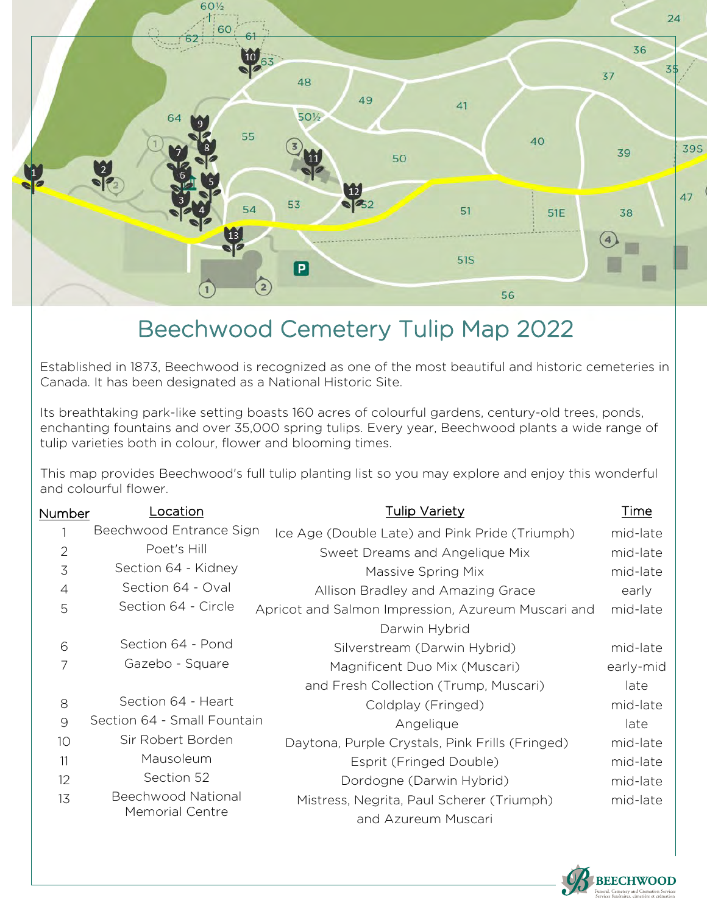# Beechwood Cemetery Tulip Map 2022

Established in 1873, Beechwood is recognized as one of the most beautiful and historic cemeteries in Canada. It has been designated as a National Historic Site.

Its breathtaking park-like setting boasts 160 acres of colourful gardens, century-old trees, ponds, enchanting fountains and over 35,000 spring tulips. Every year, Beechwood plants a wide range of tulip varieties both in colour, flower and blooming times.

This map provides Beechwood's full tulip planting list so you may explore and enjoy this wonderful and colourful flower.

| Number | Location | Tulip Variety | Time |
|---|---|---|---|
| 1 | Beechwood Entrance Sign | Ice Age (Double Late) and Pink Pride (Triumph) | mid-late |
| 2 | Poet's Hill | Sweet Dreams and Angelique Mix | mid-late |
| 3 | Section 64 - Kidney | Massive Spring Mix | mid-late |
| 4 | Section 64 - Oval | Allison Bradley and Amazing Grace | early |
| 5 | Section 64 - Circle | Apricot and Salmon Impression, Azureum Muscari and Darwin Hybrid | mid-late |
| 6 | Section 64 - Pond | Silverstream (Darwin Hybrid) | mid-late |
| 7 | Gazebo - Square | Magnificent Duo Mix (Muscari) | early-mid |
| | | and Fresh Collection (Trump, Muscari) | late |
| 8 | Section 64 - Heart | Coldplay (Fringed) | mid-late |
| 9 | Section 64 - Small Fountain | Angelique | late |
| 10 | Sir Robert Borden | Daytona, Purple Crystals, Pink Frills (Fringed) | mid-late |
| 11 | Mausoleum | Esprit (Fringed Double) | mid-late |
| 12 | Section 52 | Dordogne (Darwin Hybrid) | mid-late |
| 13 | Beechwood National Memorial Centre | Mistress, Negrita, Paul Scherer (Triumph) and Azureum Muscari | mid-late |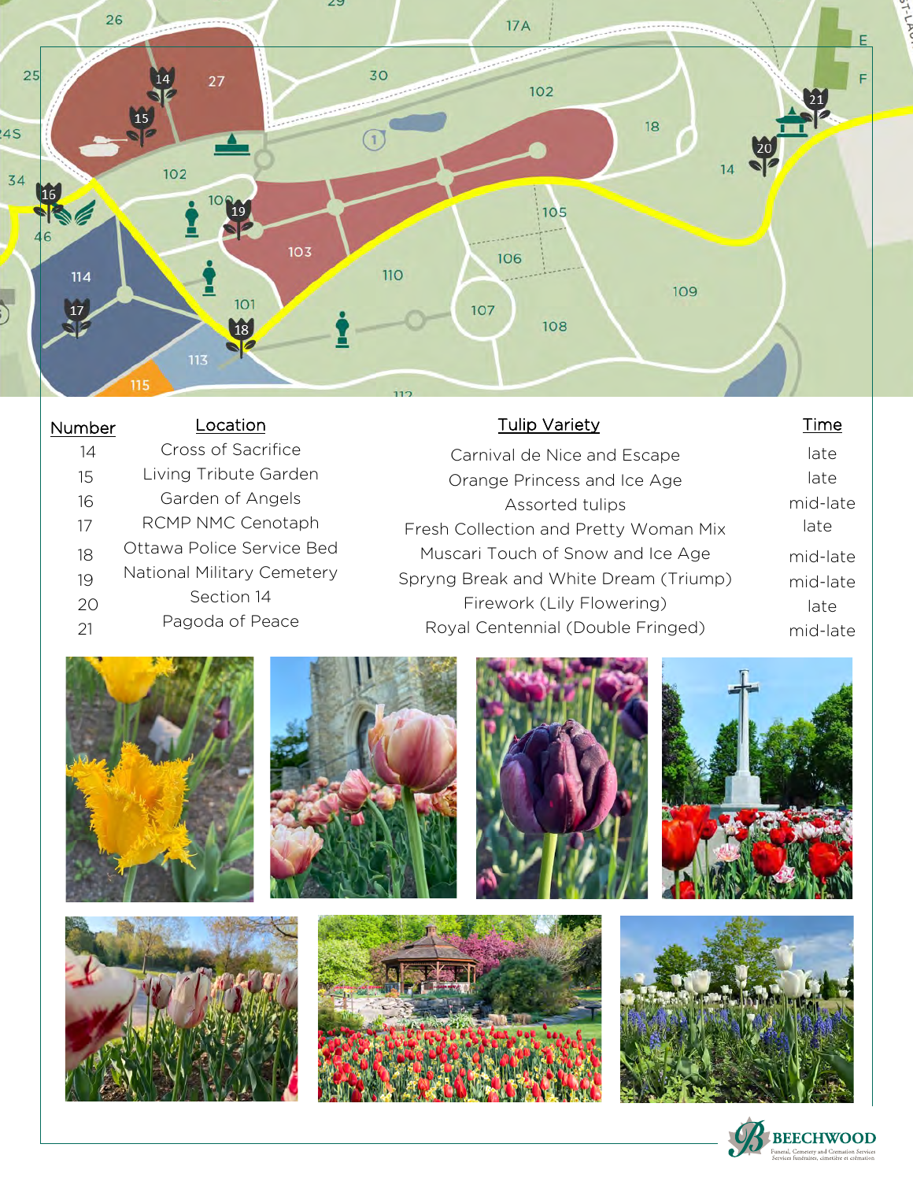| Number | Location | Tulip Variety | Time |
|---|---|---|---|
| 14 | Cross of Sacrifice | Carnival de Nice and Escape | late |
| 15 | Living Tribute Garden | Orange Princess and Ice Age | late |
| 16 | Garden of Angels | Assorted tulips | mid-late |
| 17 | RCMP NMC Cenotaph | Fresh Collection and Pretty Woman Mix | late |
| 18 | Ottawa Police Service Bed | Muscari Touch of Snow and Ice Age | mid-late |
| 19 | National Military Cemetery | Spryng Break and White Dream (Triump) | mid-late |
| 20 | Section 14 | Firework (Lily Flowering) | late |
| 21 | Pagoda of Peace | Royal Centennial (Double Fringed) | mid-late |

BEECHWOOD
Funeral, Cemetery and Cremation Services
Services funéraires, cimetière et crémation